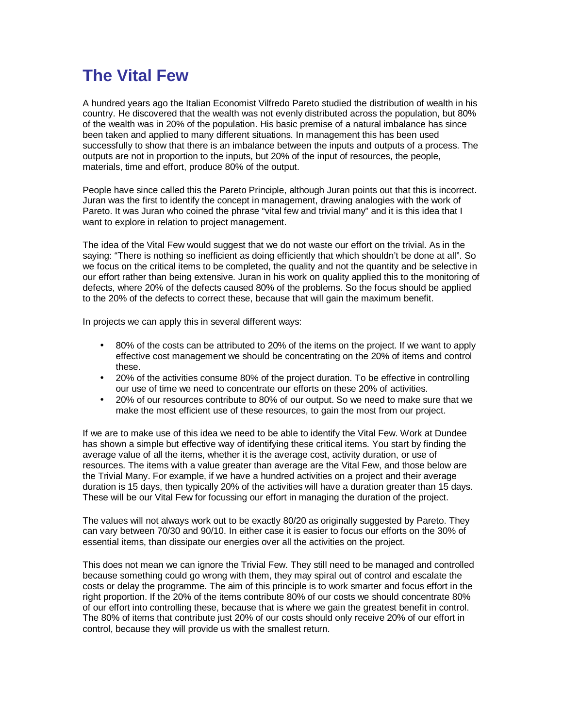# The Vital Few

A hundred years ago the Italian Economist Vilfredo Pareto studied the distribution of wealth in his country. He discovered that the wealth was not evenly distributed across the population, but 80% of the wealth was in 20% of the population. His basic premise of a natural imbalance has since been taken and applied to many different situations. In management this has been used successfully to show that there is an imbalance between the inputs and outputs of a process. The outputs are not in proportion to the inputs, but 20% of the input of resources, the people, materials, time and effort, produce 80% of the output.

People have since called this the Pareto Principle, although Juran points out that this is incorrect. Juran was the first to identify the concept in management, drawing analogies with the work of Pareto. It was Juran who coined the phrase "vital few and trivial many" and it is this idea that I want to explore in relation to project management.

The idea of the Vital Few would suggest that we do not waste our effort on the trivial. As in the saying: "There is nothing so inefficient as doing efficiently that which shouldn't be done at all". So we focus on the critical items to be completed, the quality and not the quantity and be selective in our effort rather than being extensive. Juran in his work on quality applied this to the monitoring of defects, where 20% of the defects caused 80% of the problems. So the focus should be applied to the 20% of the defects to correct these, because that will gain the maximum benefit.

In projects we can apply this in several different ways:

- 80% of the costs can be attributed to 20% of the items on the project. If we want to apply effective cost management we should be concentrating on the 20% of items and control these.
- 20% of the activities consume 80% of the project duration. To be effective in controlling our use of time we need to concentrate our efforts on these 20% of activities.
- 20% of our resources contribute to 80% of our output. So we need to make sure that we make the most efficient use of these resources, to gain the most from our project.

If we are to make use of this idea we need to be able to identify the Vital Few. Work at Dundee has shown a simple but effective way of identifying these critical items. You start by finding the average value of all the items, whether it is the average cost, activity duration, or use of resources. The items with a value greater than average are the Vital Few, and those below are the Trivial Many. For example, if we have a hundred activities on a project and their average duration is 15 days, then typically 20% of the activities will have a duration greater than 15 days. These will be our Vital Few for focussing our effort in managing the duration of the project.

The values will not always work out to be exactly 80/20 as originally suggested by Pareto. They can vary between 70/30 and 90/10. In either case it is easier to focus our efforts on the 30% of essential items, than dissipate our energies over all the activities on the project.

This does not mean we can ignore the Trivial Few. They still need to be managed and controlled because something could go wrong with them, they may spiral out of control and escalate the costs or delay the programme. The aim of this principle is to work smarter and focus effort in the right proportion. If the 20% of the items contribute 80% of our costs we should concentrate 80% of our effort into controlling these, because that is where we gain the greatest benefit in control. The 80% of items that contribute just 20% of our costs should only receive 20% of our effort in control, because they will provide us with the smallest return.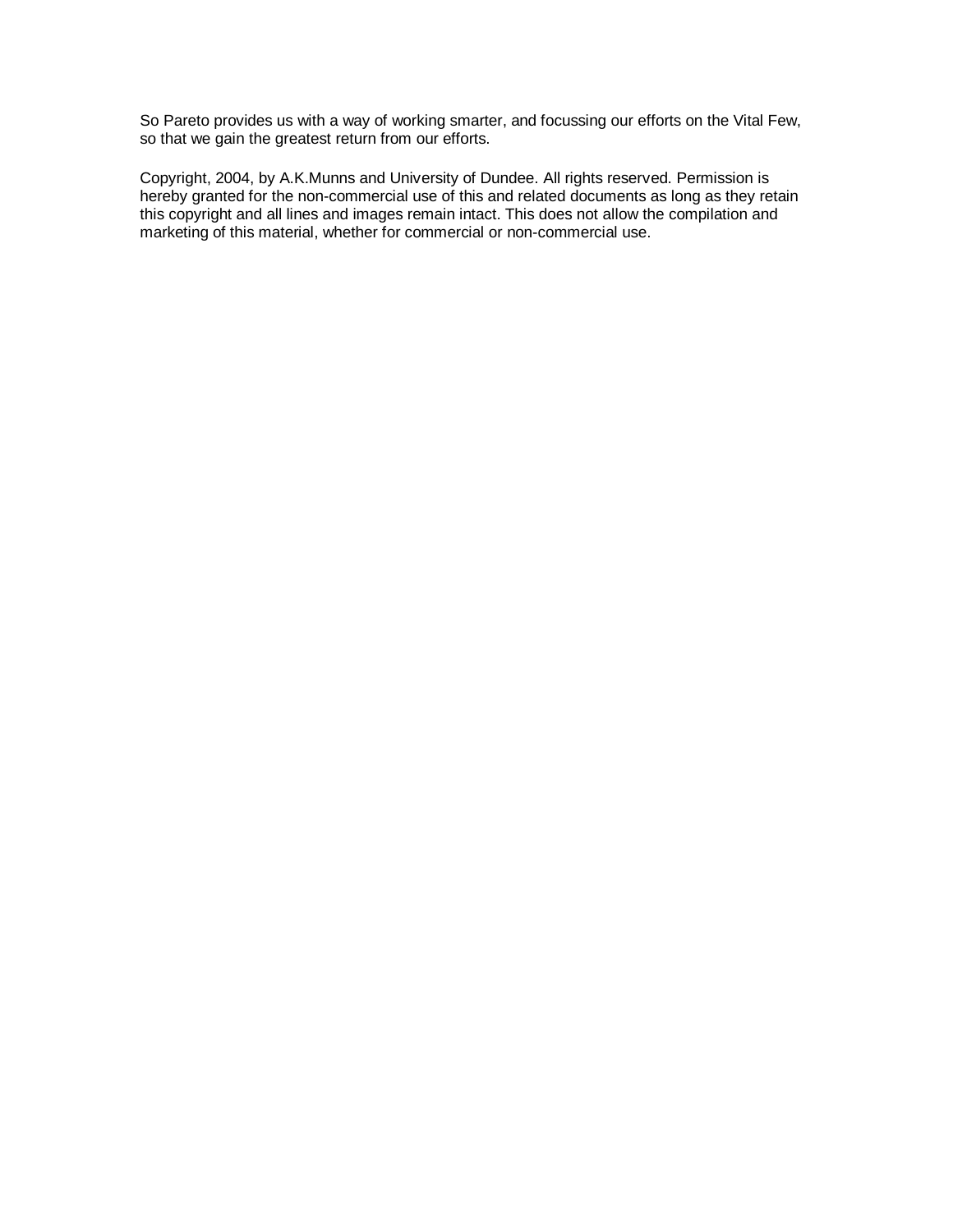So Pareto provides us with a way of working smarter, and focussing our efforts on the Vital Few, so that we gain the greatest return from our efforts.

Copyright, 2004, by A.K.Munns and University of Dundee. All rights reserved. Permission is hereby granted for the non-commercial use of this and related documents as long as they retain this copyright and all lines and images remain intact. This does not allow the compilation and marketing of this material, whether for commercial or non-commercial use.